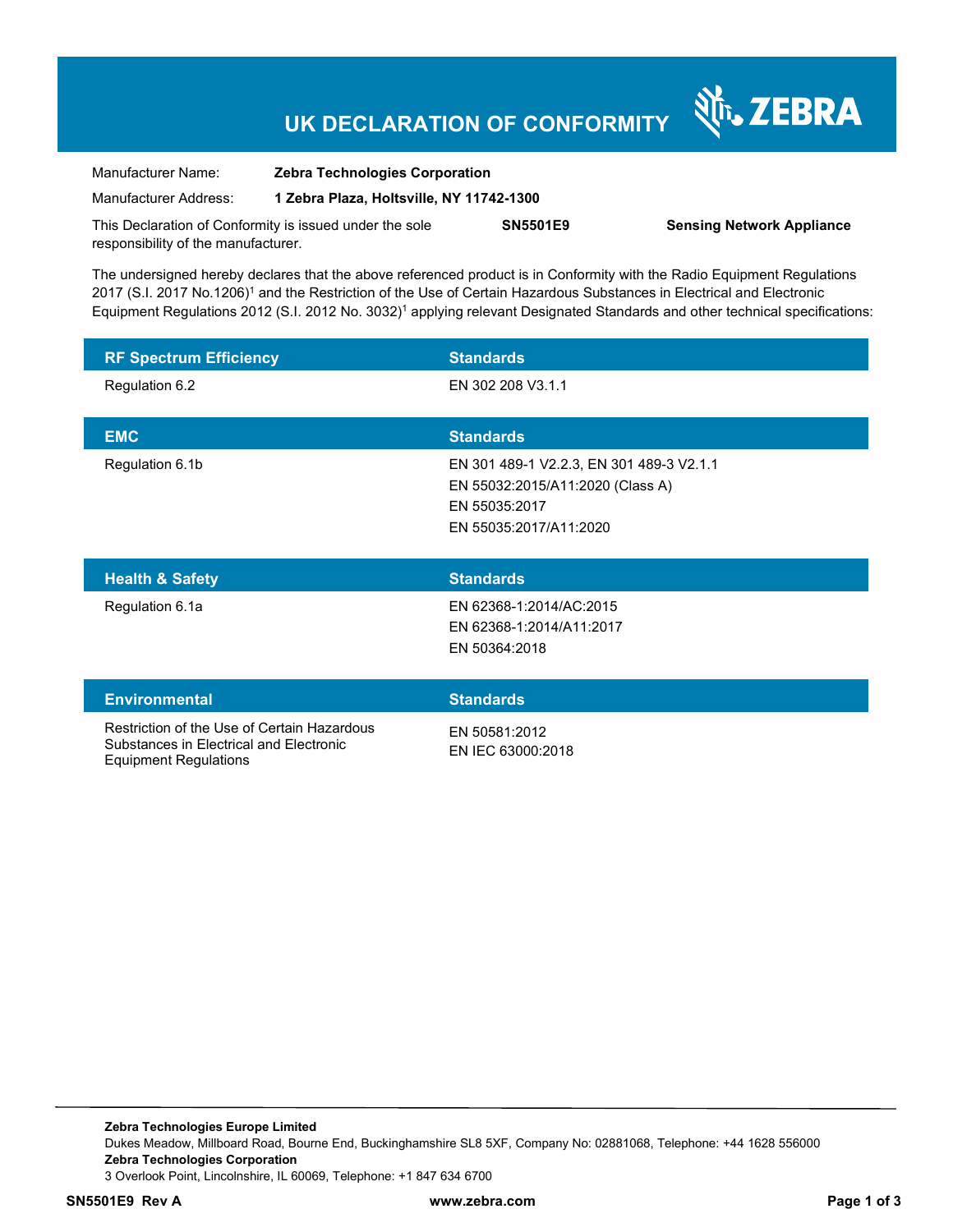# UK DECLARATION OF CONFORMITY

Manufacturer Name: **Zebra Technologies Corporation**

Manufacturer Address: **1 Zebra Plaza, Holtsville, NY 11742-1300**

This Declaration of Conformity is issued under the sole responsibility of the manufacturer. **SN5501E9** **Sensing Network Appliance**

The undersigned hereby declares that the above referenced product is in Conformity with the Radio Equipment Regulations 2017 (S.I. 2017 No.1206)[1] and the Restriction of the Use of Certain Hazardous Substances in Electrical and Electronic Equipment Regulations 2012 (S.I. 2012 No. 3032)[1] applying relevant Designated Standards and other technical specifications:

| RF Spectrum Efficiency | Standards |
|---|---|
| Regulation 6.2 | EN 302 208 V3.1.1 |

| EMC | Standards |
|---|---|
| Regulation 6.1b | EN 301 489-1 V2.2.3, EN 301 489-3 V2.1.1<br>EN 55032:2015/A11:2020 (Class A)<br>EN 55035:2017<br>EN 55035:2017/A11:2020 |

| Health & Safety | Standards |
|---|---|
| Regulation 6.1a | EN 62368-1:2014/AC:2015<br>EN 62368-1:2014/A11:2017<br>EN 50364:2018 |

| Environmental | Standards |
|---|---|
| Restriction of the Use of Certain Hazardous Substances in Electrical and Electronic Equipment Regulations | EN 50581:2012<br>EN IEC 63000:2018 |

**Zebra Technologies Europe Limited**
Dukes Meadow, Millboard Road, Bourne End, Buckinghamshire SL8 5XF, Company No: 02881068, Telephone: +44 1628 556000
**Zebra Technologies Corporation**
3 Overlook Point, Lincolnshire, IL 60069, Telephone: +1 847 634 6700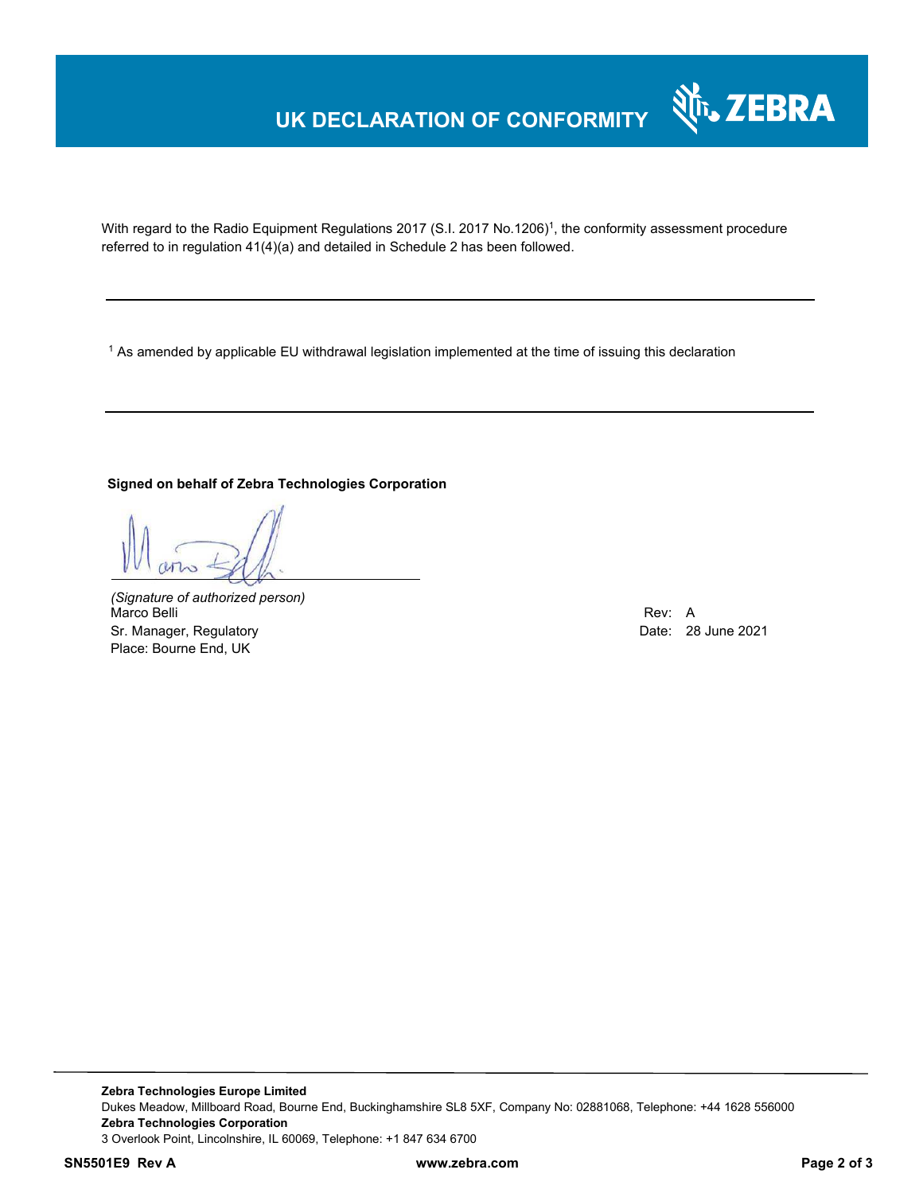# UK DECLARATION OF CONFORMITY

With regard to the Radio Equipment Regulations 2017 (S.I. 2017 No.1206)[1], the conformity assessment procedure referred to in regulation 41(4)(a) and detailed in Schedule 2 has been followed.

---

[1] As amended by applicable EU withdrawal legislation implemented at the time of issuing this declaration

---

**Signed on behalf of Zebra Technologies Corporation**

*(Signature of authorized person)*
Marco Belli
Sr. Manager, Regulatory
Place: Bourne End, UK

Rev: A
Date: 28 June 2021

---

**Zebra Technologies Europe Limited**
Dukes Meadow, Millboard Road, Bourne End, Buckinghamshire SL8 5XF, Company No: 02881068, Telephone: +44 1628 556000
**Zebra Technologies Corporation**
3 Overlook Point, Lincolnshire, IL 60069, Telephone: +1 847 634 6700

**SN5501E9 Rev A** **www.zebra.com**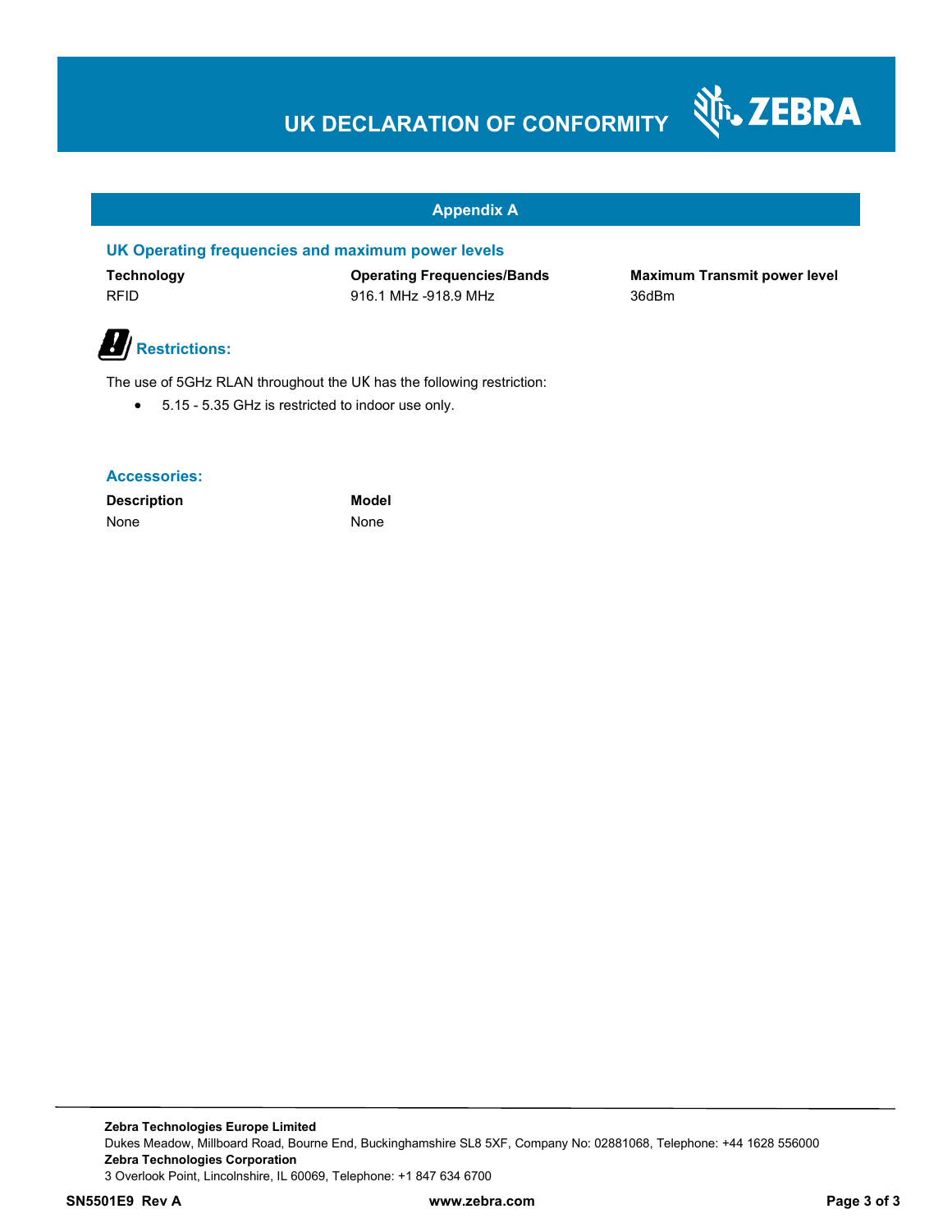# UK DECLARATION OF CONFORMITY

## Appendix A

### UK Operating frequencies and maximum power levels

| Technology | Operating Frequencies/Bands | Maximum Transmit power level |
| --- | --- | --- |
| RFID | 916.1 MHz -918.9 MHz | 36dBm |

### Restrictions:

The use of 5GHz RLAN throughout the UK has the following restriction:

- 5.15 - 5.35 GHz is restricted to indoor use only.

### Accessories:

| Description | Model |
| --- | --- |
| None | None |

**Zebra Technologies Europe Limited**
Dukes Meadow, Millboard Road, Bourne End, Buckinghamshire SL8 5XF, Company No: 02881068, Telephone: +44 1628 556000
**Zebra Technologies Corporation**
3 Overlook Point, Lincolnshire, IL 60069, Telephone: +1 847 634 6700

**SN5501E9 Rev A** **www.zebra.com**